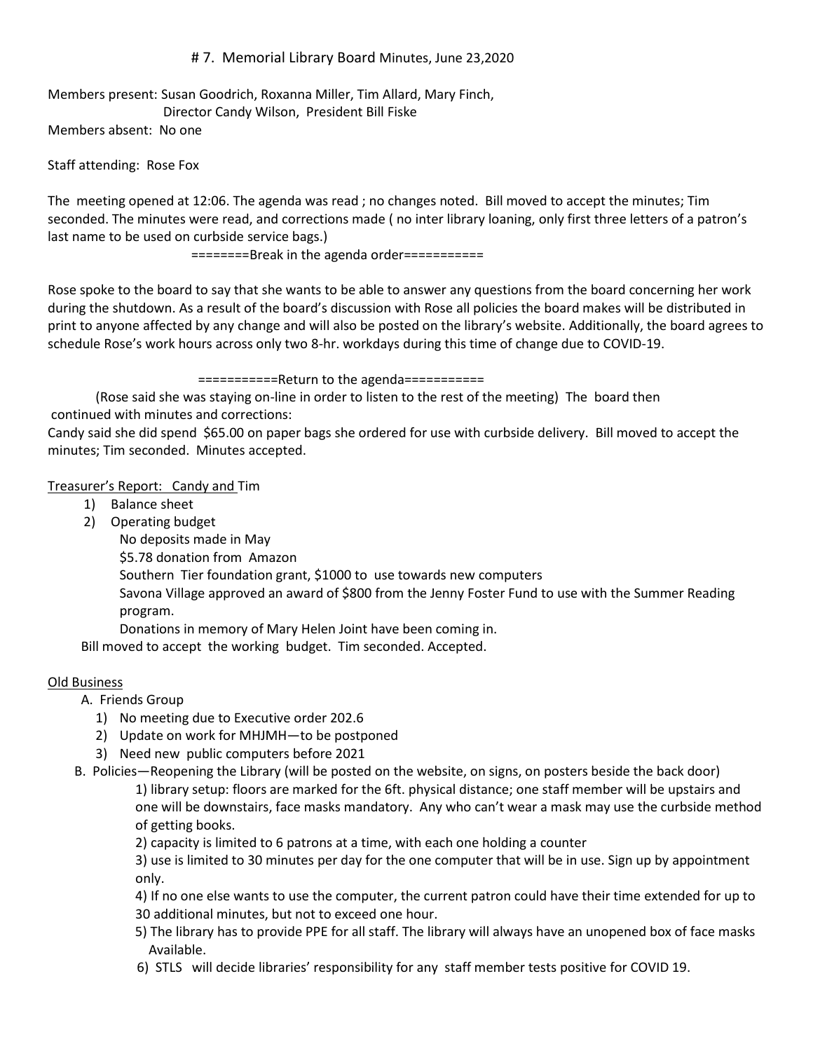# 7. Memorial Library Board Minutes, June 23,2020

Members present: Susan Goodrich, Roxanna Miller, Tim Allard, Mary Finch,
Director Candy Wilson, President Bill Fiske

Members absent: No one

Staff attending: Rose Fox

The meeting opened at 12:06. The agenda was read ; no changes noted. Bill moved to accept the minutes; Tim seconded. The minutes were read, and corrections made ( no inter library loaning, only first three letters of a patron's last name to be used on curbside service bags.)

========Break in the agenda order===========

Rose spoke to the board to say that she wants to be able to answer any questions from the board concerning her work during the shutdown. As a result of the board's discussion with Rose all policies the board makes will be distributed in print to anyone affected by any change and will also be posted on the library's website. Additionally, the board agrees to schedule Rose's work hours across only two 8-hr. workdays during this time of change due to COVID-19.

===========Return to the agenda===========

(Rose said she was staying on-line in order to listen to the rest of the meeting) The board then continued with minutes and corrections:

Candy said she did spend $65.00 on paper bags she ordered for use with curbside delivery. Bill moved to accept the minutes; Tim seconded. Minutes accepted.

Treasurer's Report: Candy and Tim

1) Balance sheet
2) Operating budget
   - No deposits made in May
   - $5.78 donation from Amazon
   - Southern Tier foundation grant, $1000 to use towards new computers
   - Savona Village approved an award of $800 from the Jenny Foster Fund to use with the Summer Reading program.
   - Donations in memory of Mary Helen Joint have been coming in.

Bill moved to accept the working budget. Tim seconded. Accepted.

Old Business

A. Friends Group
   1) No meeting due to Executive order 202.6
   2) Update on work for MHJMH—to be postponed
   3) Need new public computers before 2021

B. Policies—Reopening the Library (will be posted on the website, on signs, on posters beside the back door)
   1) library setup: floors are marked for the 6ft. physical distance; one staff member will be upstairs and one will be downstairs, face masks mandatory. Any who can't wear a mask may use the curbside method of getting books.
   2) capacity is limited to 6 patrons at a time, with each one holding a counter
   3) use is limited to 30 minutes per day for the one computer that will be in use. Sign up by appointment only.
   4) If no one else wants to use the computer, the current patron could have their time extended for up to 30 additional minutes, but not to exceed one hour.
   5) The library has to provide PPE for all staff. The library will always have an unopened box of face masks Available.
   6) STLS will decide libraries' responsibility for any staff member tests positive for COVID 19.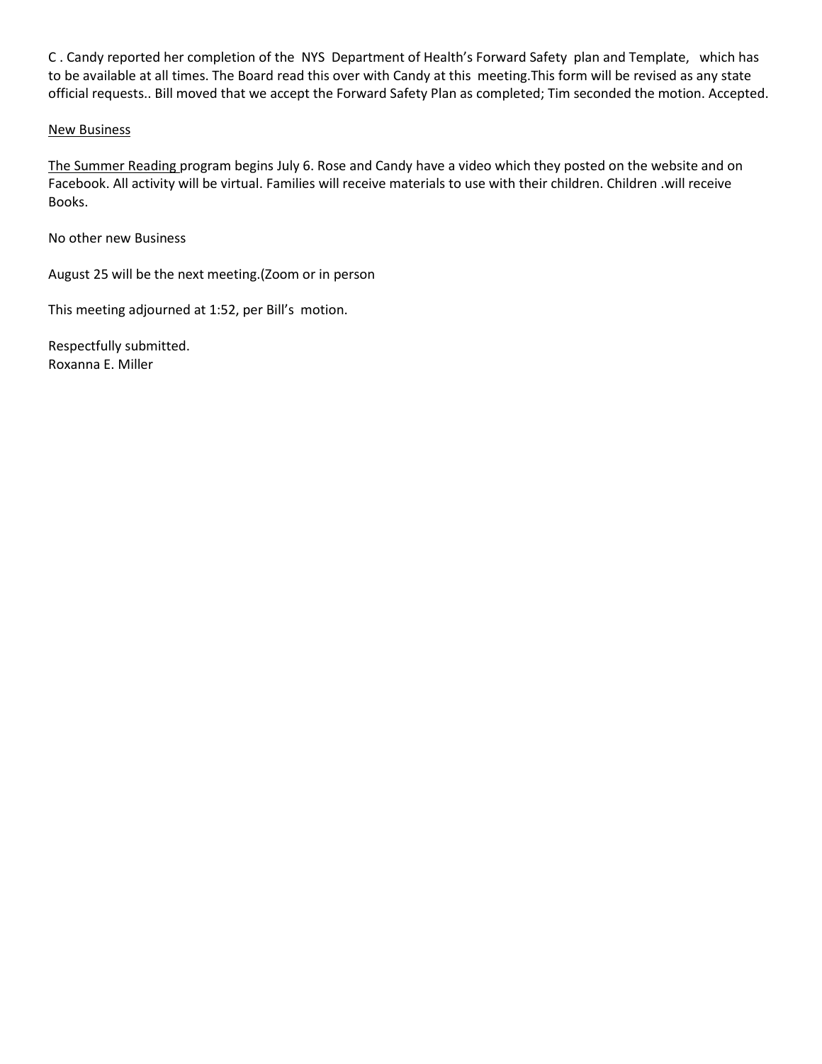C . Candy reported her completion of the NYS Department of Health's Forward Safety plan and Template, which has to be available at all times. The Board read this over with Candy at this meeting.This form will be revised as any state official requests.. Bill moved that we accept the Forward Safety Plan as completed; Tim seconded the motion. Accepted.

<u>New Business</u>

<u>The Summer Reading </u>program begins July 6. Rose and Candy have a video which they posted on the website and on Facebook. All activity will be virtual. Families will receive materials to use with their children. Children .will receive Books.

No other new Business

August 25 will be the next meeting.(Zoom or in person

This meeting adjourned at 1:52, per Bill's motion.

Respectfully submitted.
Roxanna E. Miller